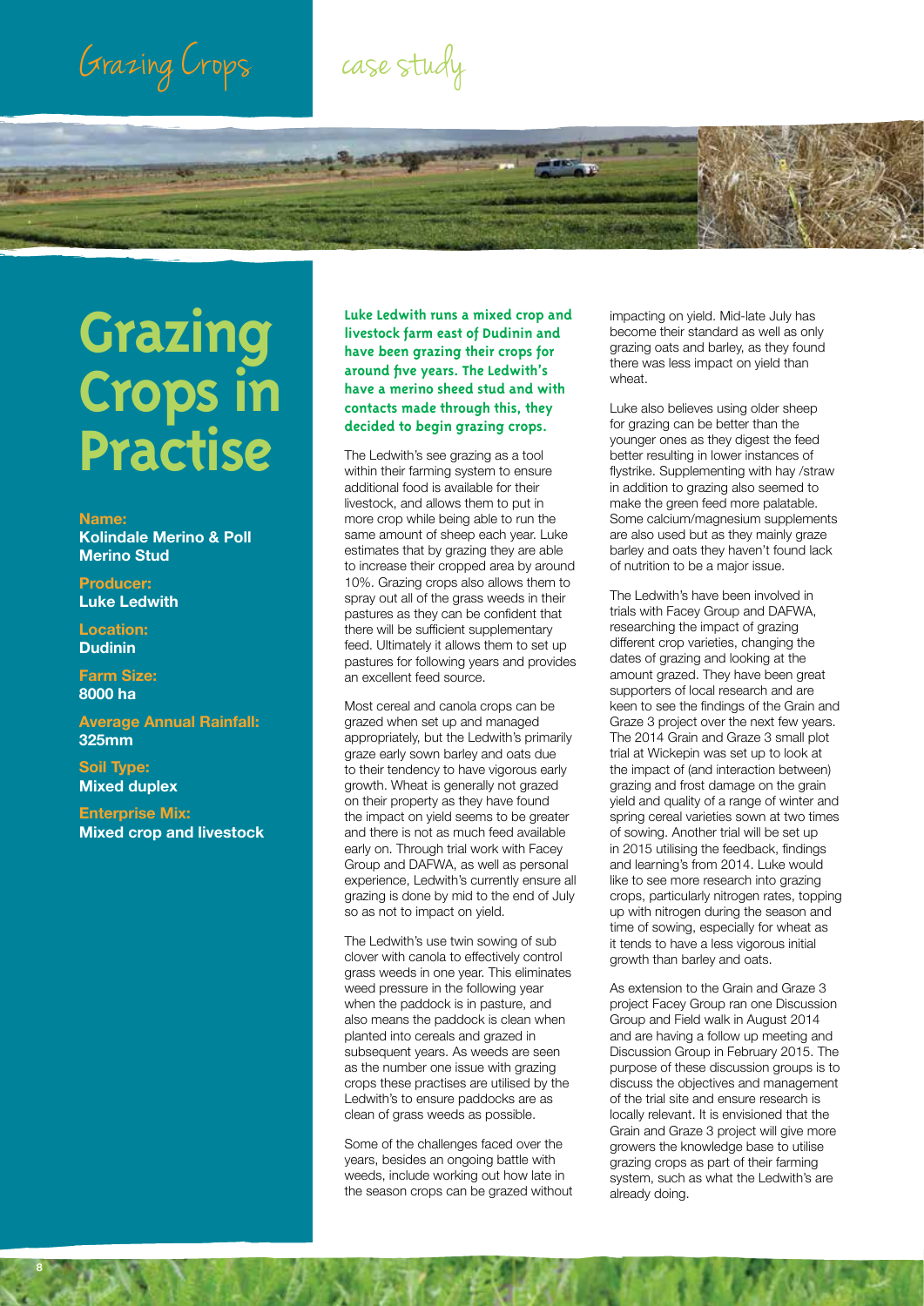Grazing Crops case study

# Grazing Crops in Practise

**Name:**
**Kolindale Merino & Poll Merino Stud**

**Producer:**
**Luke Ledwith**

**Location:**
**Dudinin**

**Farm Size:**
**8000 ha**

**Average Annual Rainfall:**
**325mm**

**Soil Type:**
**Mixed duplex**

**Enterprise Mix:**
**Mixed crop and livestock**

**Luke Ledwith runs a mixed crop and livestock farm east of Dudinin and have been grazing their crops for around five years. The Ledwith's have a merino sheed stud and with contacts made through this, they decided to begin grazing crops.**

The Ledwith's see grazing as a tool within their farming system to ensure additional food is available for their livestock, and allows them to put in more crop while being able to run the same amount of sheep each year. Luke estimates that by grazing they are able to increase their cropped area by around 10%. Grazing crops also allows them to spray out all of the grass weeds in their pastures as they can be confident that there will be sufficient supplementary feed. Ultimately it allows them to set up pastures for following years and provides an excellent feed source.

Most cereal and canola crops can be grazed when set up and managed appropriately, but the Ledwith's primarily graze early sown barley and oats due to their tendency to have vigorous early growth. Wheat is generally not grazed on their property as they have found the impact on yield seems to be greater and there is not as much feed available early on. Through trial work with Facey Group and DAFWA, as well as personal experience, Ledwith's currently ensure all grazing is done by mid to the end of July so as not to impact on yield.

The Ledwith's use twin sowing of sub clover with canola to effectively control grass weeds in one year. This eliminates weed pressure in the following year when the paddock is in pasture, and also means the paddock is clean when planted into cereals and grazed in subsequent years. As weeds are seen as the number one issue with grazing crops these practises are utilised by the Ledwith's to ensure paddocks are as clean of grass weeds as possible.

Some of the challenges faced over the years, besides an ongoing battle with weeds, include working out how late in the season crops can be grazed without impacting on yield. Mid-late July has become their standard as well as only grazing oats and barley, as they found there was less impact on yield than wheat.

Luke also believes using older sheep for grazing can be better than the younger ones as they digest the feed better resulting in lower instances of flystrike. Supplementing with hay /straw in addition to grazing also seemed to make the green feed more palatable. Some calcium/magnesium supplements are also used but as they mainly graze barley and oats they haven't found lack of nutrition to be a major issue.

The Ledwith's have been involved in trials with Facey Group and DAFWA, researching the impact of grazing different crop varieties, changing the dates of grazing and looking at the amount grazed. They have been great supporters of local research and are keen to see the findings of the Grain and Graze 3 project over the next few years. The 2014 Grain and Graze 3 small plot trial at Wickepin was set up to look at the impact of (and interaction between) grazing and frost damage on the grain yield and quality of a range of winter and spring cereal varieties sown at two times of sowing. Another trial will be set up in 2015 utilising the feedback, findings and learning's from 2014. Luke would like to see more research into grazing crops, particularly nitrogen rates, topping up with nitrogen during the season and time of sowing, especially for wheat as it tends to have a less vigorous initial growth than barley and oats.

As extension to the Grain and Graze 3 project Facey Group ran one Discussion Group and Field walk in August 2014 and are having a follow up meeting and Discussion Group in February 2015. The purpose of these discussion groups is to discuss the objectives and management of the trial site and ensure research is locally relevant. It is envisioned that the Grain and Graze 3 project will give more growers the knowledge base to utilise grazing crops as part of their farming system, such as what the Ledwith's are already doing.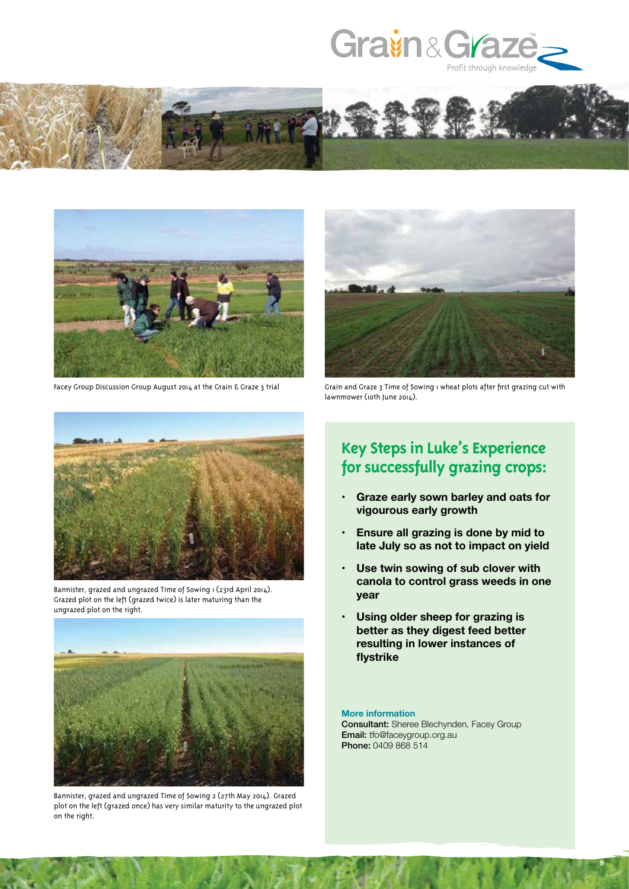Facey Group Discussion Group August 2014 at the Grain & Graze 3 trial

Grain and Graze 3 Time of Sowing 1 wheat plots after first grazing cut with lawnmower (10th June 2014).

Bannister, grazed and ungrazed Time of Sowing 1 (23rd April 2014). Grazed plot on the left (grazed twice) is later maturing than the ungrazed plot on the right.

Bannister, grazed and ungrazed Time of Sowing 2 (27th May 2014). Grazed plot on the left (grazed once) has very similar maturity to the ungrazed plot on the right.

## Key Steps in Luke's Experience for successfully grazing crops:

- **Graze early sown barley and oats for vigourous early growth**
- **Ensure all grazing is done by mid to late July so as not to impact on yield**
- **Use twin sowing of sub clover with canola to control grass weeds in one year**
- **Using older sheep for grazing is better as they digest feed better resulting in lower instances of flystrike**

**More information**
**Consultant:** Sheree Blechynden, Facey Group
**Email:** tfo@faceygroup.org.au
**Phone:** 0409 868 514